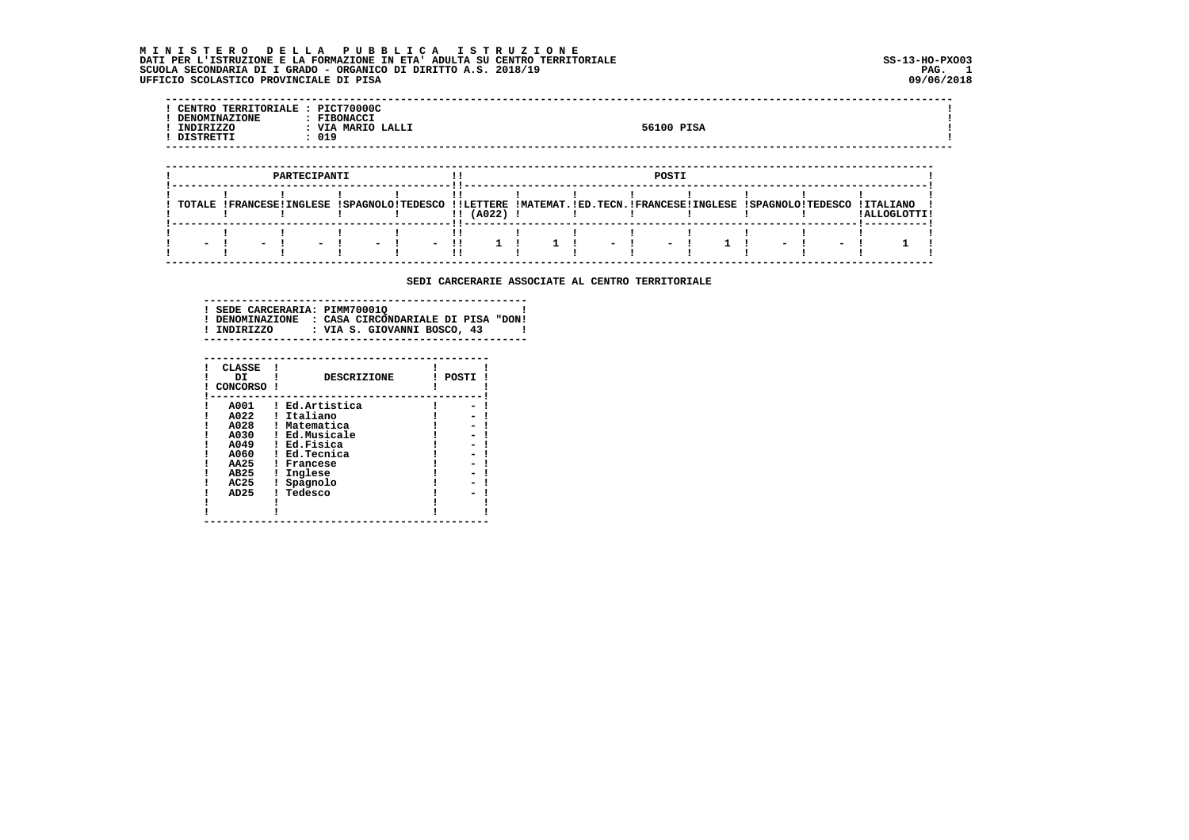**M I N I S T E R O   D E L L A   P U B B L I C A   I S T R U Z I O N E**
**DATI PER L'ISTRUZIONE E LA FORMAZIONE IN ETA' ADULTA SU CENTRO TERRITORIALE**
**SCUOLA SECONDARIA DI I GRADO - ORGANICO DI DIRITTO A.S. 2018/19**
**UFFICIO SCOLASTICO PROVINCIALE DI PISA**

SS-13-HO-PXO03
09/06/2018

| | |
|---|---|
| CENTRO TERRITORIALE | PICT70000C |
| DENOMINAZIONE | FIBONACCI |
| INDIRIZZO | VIA MARIO LALLI — 56100 PISA |
| DISTRETTI | 019 |

| PARTECIPANTI | | | | | POSTI | | | | | | | |
|---|---|---|---|---|---|---|---|---|---|---|---|---|
| TOTALE | FRANCESE | INGLESE | SPAGNOLO | TEDESCO | LETTERE (A022) | MATEMAT. | ED.TECN. | FRANCESE | INGLESE | SPAGNOLO | TEDESCO | ITALIANO ALLOGLOTTI |
| - | - | - | - | - | 1 | 1 | - | - | 1 | - | - | 1 |

**SEDI CARCERARIE ASSOCIATE AL CENTRO TERRITORIALE**

| | |
|---|---|
| SEDE CARCERARIA | PIMM70001Q |
| DENOMINAZIONE | CASA CIRCONDARIALE DI PISA "DON |
| INDIRIZZO | VIA S. GIOVANNI BOSCO, 43 |

| CLASSE DI CONCORSO | DESCRIZIONE | POSTI |
|---|---|---|
| A001 | Ed.Artistica | - |
| A022 | Italiano | - |
| A028 | Matematica | - |
| A030 | Ed.Musicale | - |
| A049 | Ed.Fisica | - |
| A060 | Ed.Tecnica | - |
| AA25 | Francese | - |
| AB25 | Inglese | - |
| AC25 | Spagnolo | - |
| AD25 | Tedesco | - |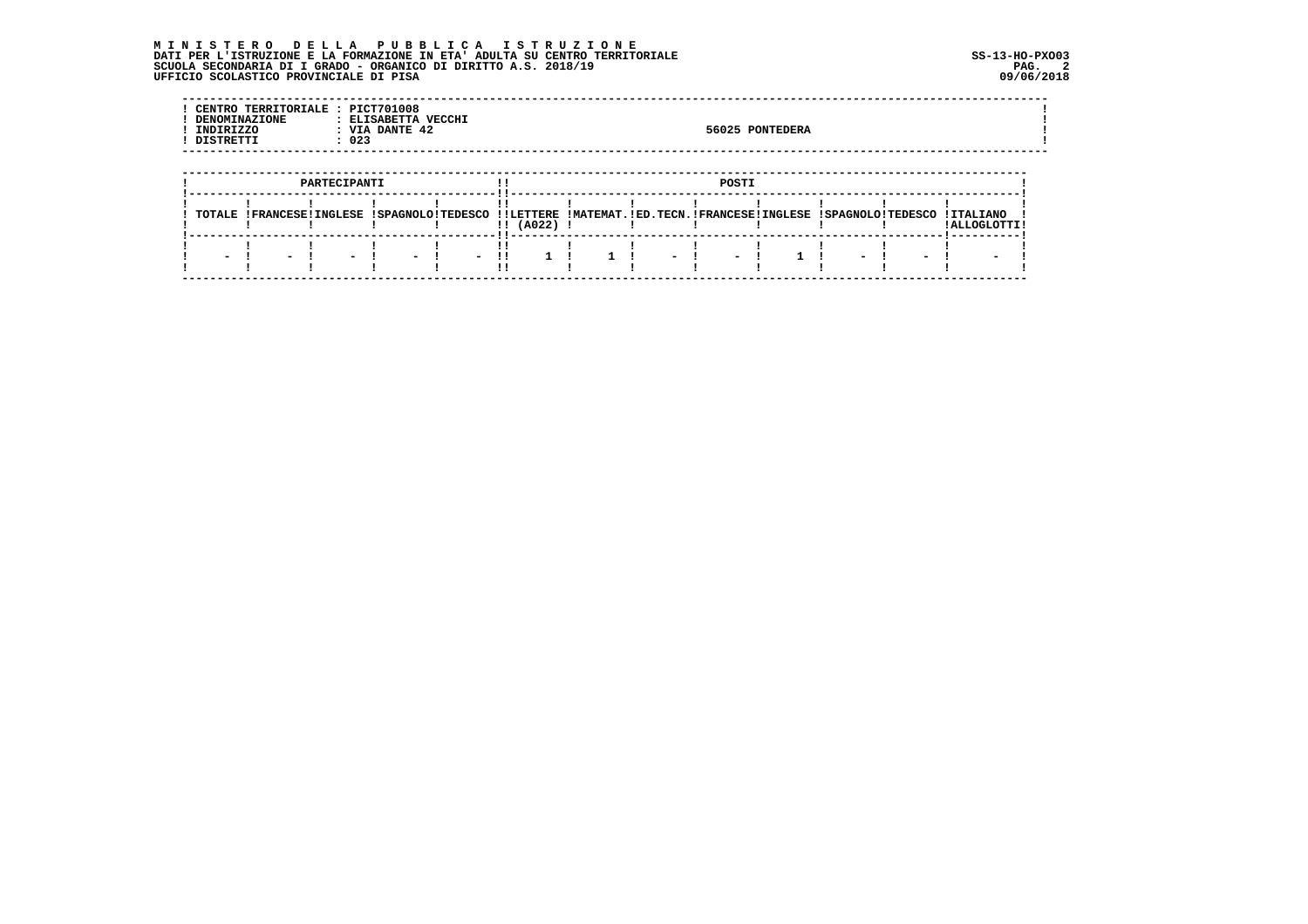**MINISTERO DELLA PUBBLICA ISTRUZIONE**
**DATI PER L'ISTRUZIONE E LA FORMAZIONE IN ETA' ADULTA SU CENTRO TERRITORIALE**
**SCUOLA SECONDARIA DI I GRADO - ORGANICO DI DIRITTO A.S. 2018/19**
**UFFICIO SCOLASTICO PROVINCIALE DI PISA**

SS-13-HO-PXO03
09/06/2018

| | | |
|---|---|---|
| CENTRO TERRITORIALE | : PICT701008 | |
| DENOMINAZIONE | : ELISABETTA VECCHI | |
| INDIRIZZO | : VIA DANTE 42 | 56025 PONTEDERA |
| DISTRETTI | : 023 | |

| PARTECIPANTI | | | | | POSTI | | | | | | | |
|---|---|---|---|---|---|---|---|---|---|---|---|---|
| TOTALE | FRANCESE | INGLESE | SPAGNOLO | TEDESCO | LETTERE (A022) | MATEMAT. | ED.TECN. | FRANCESE | INGLESE | SPAGNOLO | TEDESCO | ITALIANO ALLOGLOTTI |
| - | - | - | - | - | 1 | 1 | - | - | 1 | - | - | - |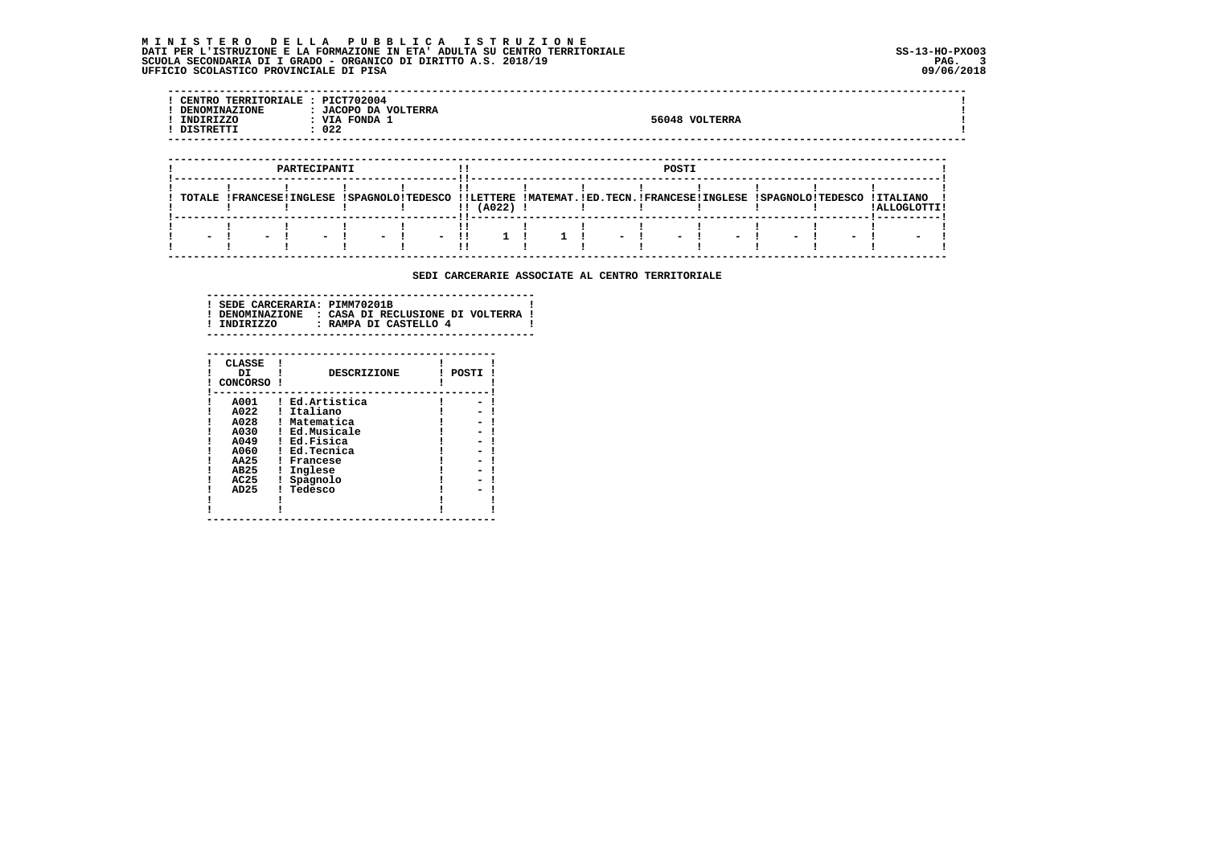| | |
|---|---|
| CENTRO TERRITORIALE | PICT702004 |
| DENOMINAZIONE | JACOPO DA VOLTERRA |
| INDIRIZZO | VIA FONDA 1 — 56048 VOLTERRA |
| DISTRETTI | 022 |

| PARTECIPANTI | | | | | POSTI | | | | | | | |
|---|---|---|---|---|---|---|---|---|---|---|---|---|
| TOTALE | FRANCESE | INGLESE | SPAGNOLO | TEDESCO | LETTERE (A022) | MATEMAT. | ED.TECN. | FRANCESE | INGLESE | SPAGNOLO | TEDESCO | ITALIANO ALLOGLOTTI |
| - | - | - | - | - | 1 | 1 | - | - | - | - | - | - |

## SEDI CARCERARIE ASSOCIATE AL CENTRO TERRITORIALE

| | |
|---|---|
| SEDE CARCERARIA | PIMM70201B |
| DENOMINAZIONE | CASA DI RECLUSIONE DI VOLTERRA |
| INDIRIZZO | RAMPA DI CASTELLO 4 |

| CLASSE DI CONCORSO | DESCRIZIONE | POSTI |
|---|---|---|
| A001 | Ed.Artistica | - |
| A022 | Italiano | - |
| A028 | Matematica | - |
| A030 | Ed.Musicale | - |
| A049 | Ed.Fisica | - |
| A060 | Ed.Tecnica | - |
| AA25 | Francese | - |
| AB25 | Inglese | - |
| AC25 | Spagnolo | - |
| AD25 | Tedesco | - |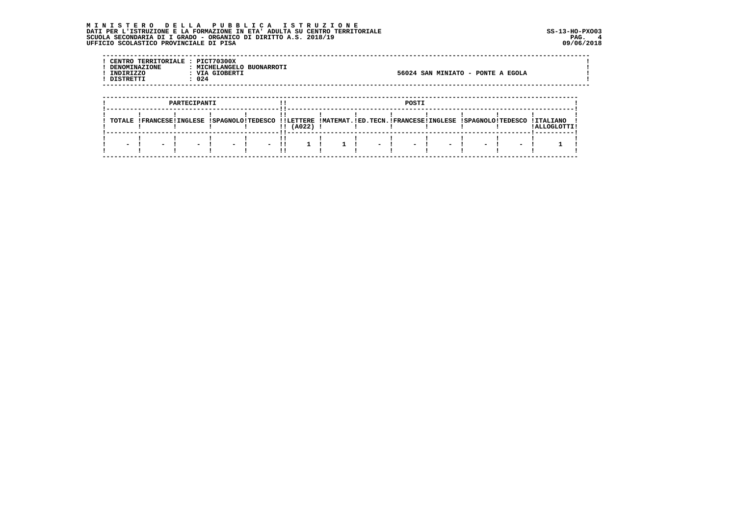**MINISTERO DELLA PUBBLICA ISTRUZIONE**
**DATI PER L'ISTRUZIONE E LA FORMAZIONE IN ETA' ADULTA SU CENTRO TERRITORIALE**
**SCUOLA SECONDARIA DI I GRADO - ORGANICO DI DIRITTO A.S. 2018/19**
**UFFICIO SCOLASTICO PROVINCIALE DI PISA**

SS-13-HO-PXO03
09/06/2018

| | |
|---|---|
| CENTRO TERRITORIALE | PICT70300X |
| DENOMINAZIONE | MICHELANGELO BUONARROTI |
| INDIRIZZO | VIA GIOBERTI — 56024 SAN MINIATO - PONTE A EGOLA |
| DISTRETTI | 024 |

| PARTECIPANTI | | | | | POSTI | | | | | | | |
|---|---|---|---|---|---|---|---|---|---|---|---|---|
| TOTALE | FRANCESE | INGLESE | SPAGNOLO | TEDESCO | LETTERE (A022) | MATEMAT. | ED.TECN. | FRANCESE | INGLESE | SPAGNOLO | TEDESCO | ITALIANO ALLOGLOTTI |
| - | - | - | - | - | 1 | 1 | - | - | - | - | - | 1 |